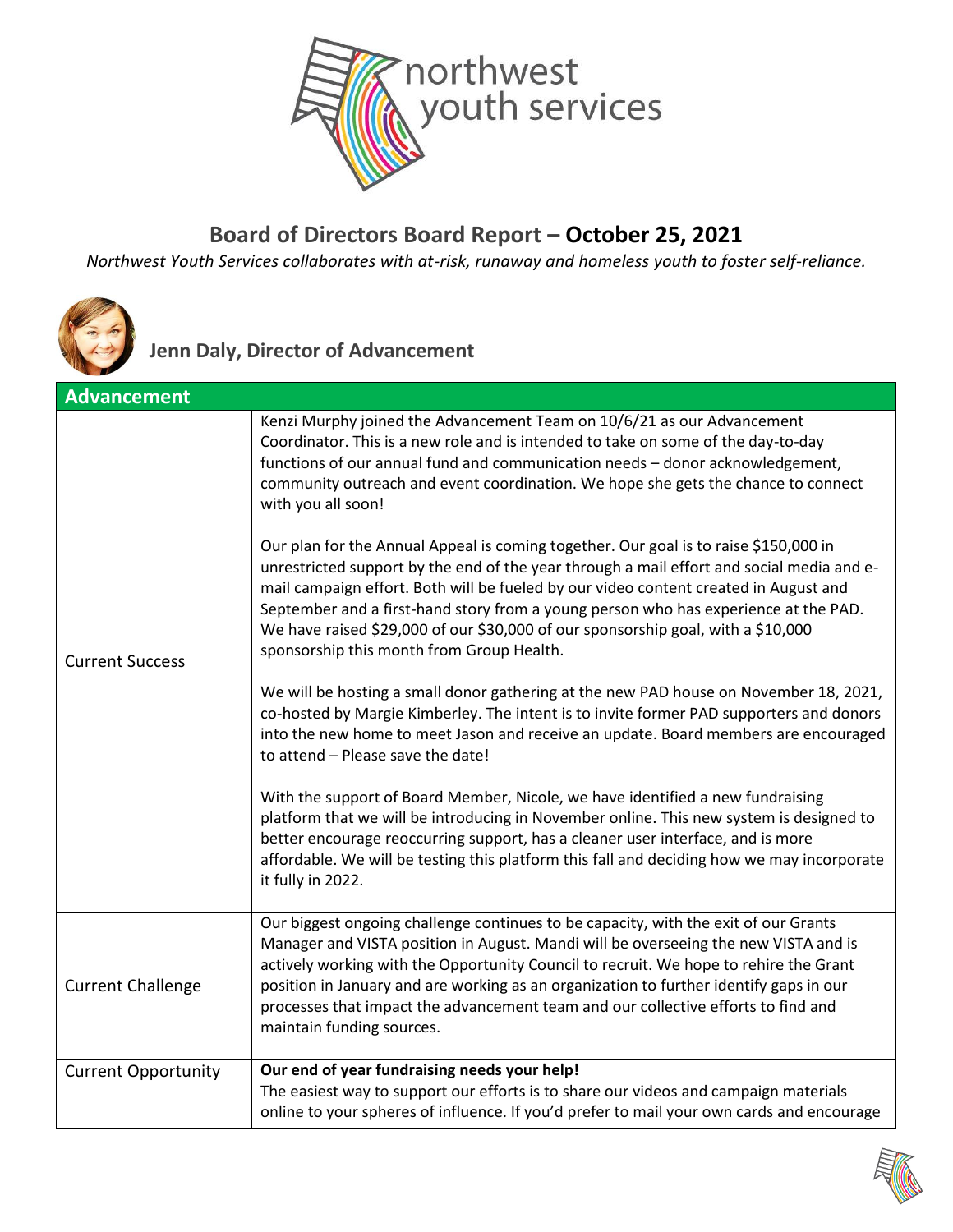# Board of Directors Board Report – **October 25, 2021**

*Northwest Youth Services collaborates with at-risk, runaway and homeless youth to foster self-reliance.*

## Jenn Daly, Director of Advancement

| Advancement | |
|---|---|
| Current Success | Kenzi Murphy joined the Advancement Team on 10/6/21 as our Advancement Coordinator. This is a new role and is intended to take on some of the day-to-day functions of our annual fund and communication needs – donor acknowledgement, community outreach and event coordination. We hope she gets the chance to connect with you all soon!<br><br>Our plan for the Annual Appeal is coming together. Our goal is to raise $150,000 in unrestricted support by the end of the year through a mail effort and social media and e-mail campaign effort. Both will be fueled by our video content created in August and September and a first-hand story from a young person who has experience at the PAD. We have raised $29,000 of our $30,000 of our sponsorship goal, with a $10,000 sponsorship this month from Group Health.<br><br>We will be hosting a small donor gathering at the new PAD house on November 18, 2021, co-hosted by Margie Kimberley. The intent is to invite former PAD supporters and donors into the new home to meet Jason and receive an update. Board members are encouraged to attend – Please save the date!<br><br>With the support of Board Member, Nicole, we have identified a new fundraising platform that we will be introducing in November online. This new system is designed to better encourage reoccurring support, has a cleaner user interface, and is more affordable. We will be testing this platform this fall and deciding how we may incorporate it fully in 2022. |
| Current Challenge | Our biggest ongoing challenge continues to be capacity, with the exit of our Grants Manager and VISTA position in August. Mandi will be overseeing the new VISTA and is actively working with the Opportunity Council to recruit. We hope to rehire the Grant position in January and are working as an organization to further identify gaps in our processes that impact the advancement team and our collective efforts to find and maintain funding sources. |
| Current Opportunity | **Our end of year fundraising needs your help!**<br>The easiest way to support our efforts is to share our videos and campaign materials online to your spheres of influence. If you'd prefer to mail your own cards and encourage |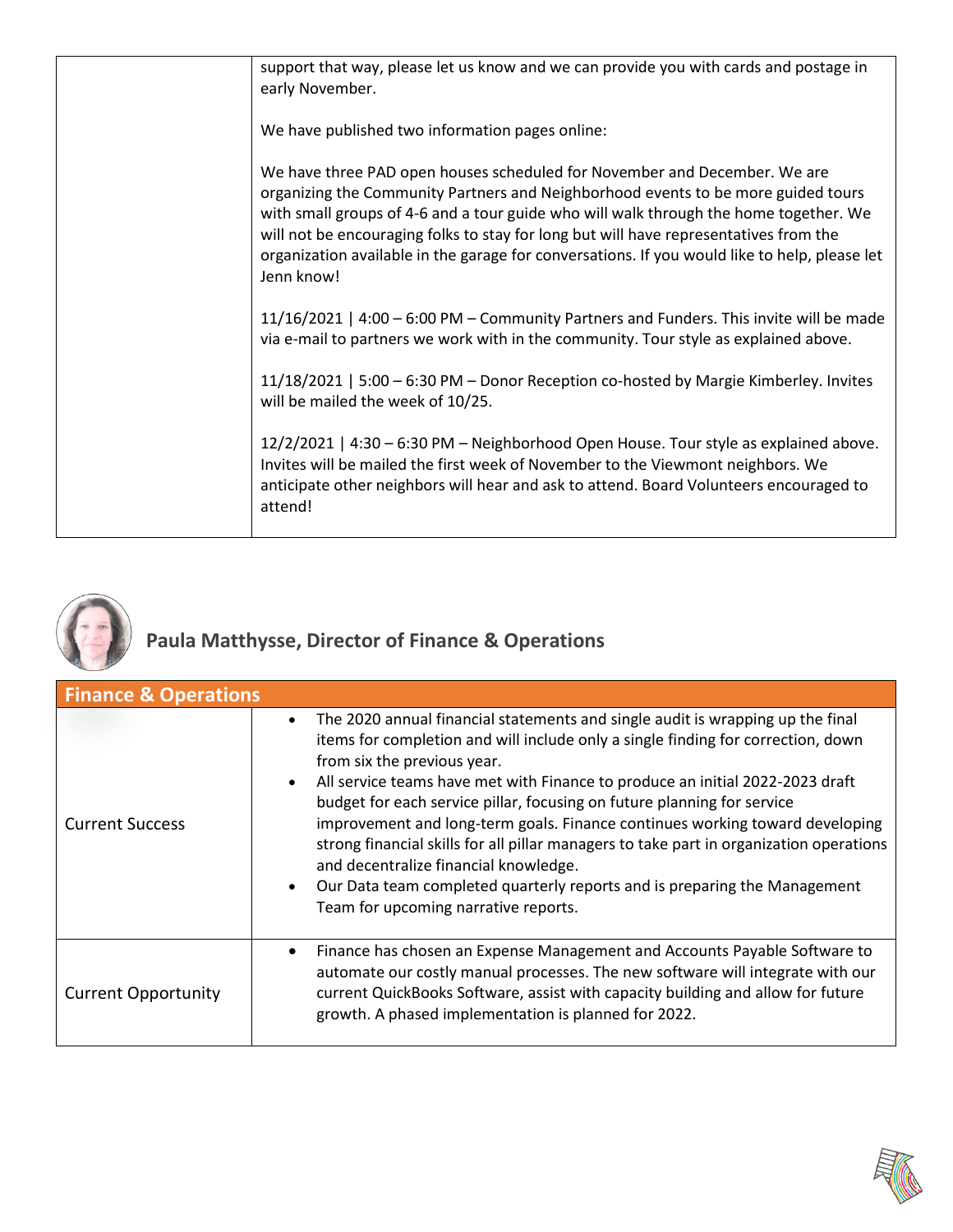| | |
|---|---|
| | support that way, please let us know and we can provide you with cards and postage in early November.<br><br>We have published two information pages online:<br><br>We have three PAD open houses scheduled for November and December. We are organizing the Community Partners and Neighborhood events to be more guided tours with small groups of 4-6 and a tour guide who will walk through the home together. We will not be encouraging folks to stay for long but will have representatives from the organization available in the garage for conversations. If you would like to help, please let Jenn know!<br><br>11/16/2021 \| 4:00 – 6:00 PM – Community Partners and Funders. This invite will be made via e-mail to partners we work with in the community. Tour style as explained above.<br><br>11/18/2021 \| 5:00 – 6:30 PM – Donor Reception co-hosted by Margie Kimberley. Invites will be mailed the week of 10/25.<br><br>12/2/2021 \| 4:30 – 6:30 PM – Neighborhood Open House. Tour style as explained above. Invites will be mailed the first week of November to the Viewmont neighbors. We anticipate other neighbors will hear and ask to attend. Board Volunteers encouraged to attend! |

## Paula Matthysse, Director of Finance & Operations

| Finance & Operations | |
|---|---|
| Current Success | • The 2020 annual financial statements and single audit is wrapping up the final items for completion and will include only a single finding for correction, down from six the previous year.<br>• All service teams have met with Finance to produce an initial 2022-2023 draft budget for each service pillar, focusing on future planning for service improvement and long-term goals. Finance continues working toward developing strong financial skills for all pillar managers to take part in organization operations and decentralize financial knowledge.<br>• Our Data team completed quarterly reports and is preparing the Management Team for upcoming narrative reports. |
| Current Opportunity | • Finance has chosen an Expense Management and Accounts Payable Software to automate our costly manual processes. The new software will integrate with our current QuickBooks Software, assist with capacity building and allow for future growth. A phased implementation is planned for 2022. |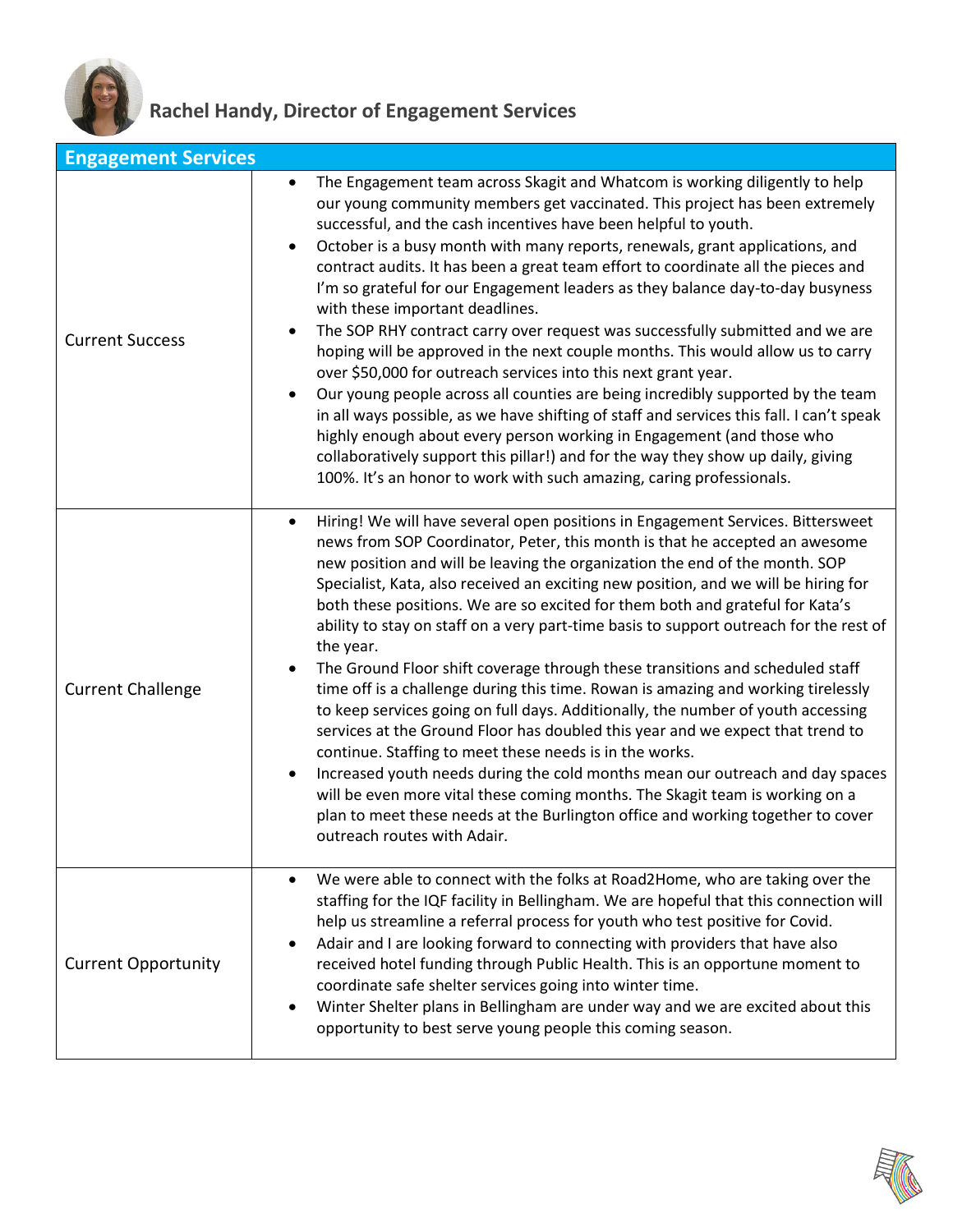## Rachel Handy, Director of Engagement Services

| Engagement Services | |
|---|---|
| Current Success | • The Engagement team across Skagit and Whatcom is working diligently to help our young community members get vaccinated. This project has been extremely successful, and the cash incentives have been helpful to youth.<br>• October is a busy month with many reports, renewals, grant applications, and contract audits. It has been a great team effort to coordinate all the pieces and I'm so grateful for our Engagement leaders as they balance day-to-day busyness with these important deadlines.<br>• The SOP RHY contract carry over request was successfully submitted and we are hoping will be approved in the next couple months. This would allow us to carry over $50,000 for outreach services into this next grant year.<br>• Our young people across all counties are being incredibly supported by the team in all ways possible, as we have shifting of staff and services this fall. I can't speak highly enough about every person working in Engagement (and those who collaboratively support this pillar!) and for the way they show up daily, giving 100%. It's an honor to work with such amazing, caring professionals. |
| Current Challenge | • Hiring! We will have several open positions in Engagement Services. Bittersweet news from SOP Coordinator, Peter, this month is that he accepted an awesome new position and will be leaving the organization the end of the month. SOP Specialist, Kata, also received an exciting new position, and we will be hiring for both these positions. We are so excited for them both and grateful for Kata's ability to stay on staff on a very part-time basis to support outreach for the rest of the year.<br>• The Ground Floor shift coverage through these transitions and scheduled staff time off is a challenge during this time. Rowan is amazing and working tirelessly to keep services going on full days. Additionally, the number of youth accessing services at the Ground Floor has doubled this year and we expect that trend to continue. Staffing to meet these needs is in the works.<br>• Increased youth needs during the cold months mean our outreach and day spaces will be even more vital these coming months. The Skagit team is working on a plan to meet these needs at the Burlington office and working together to cover outreach routes with Adair. |
| Current Opportunity | • We were able to connect with the folks at Road2Home, who are taking over the staffing for the IQF facility in Bellingham. We are hopeful that this connection will help us streamline a referral process for youth who test positive for Covid.<br>• Adair and I are looking forward to connecting with providers that have also received hotel funding through Public Health. This is an opportune moment to coordinate safe shelter services going into winter time.<br>• Winter Shelter plans in Bellingham are under way and we are excited about this opportunity to best serve young people this coming season. |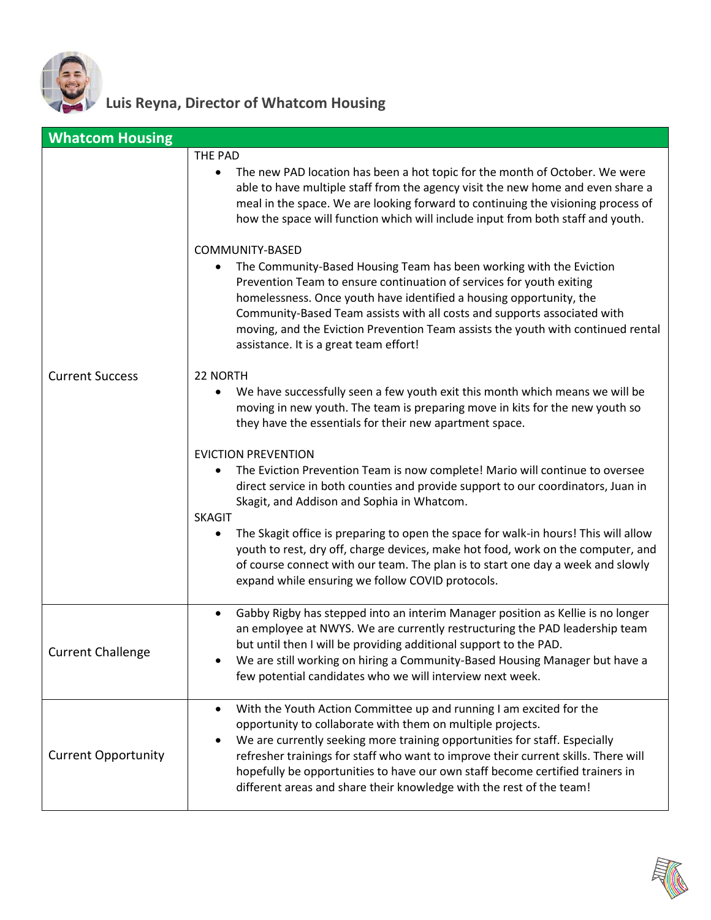## Luis Reyna, Director of Whatcom Housing

| Whatcom Housing | |
|---|---|
| Current Success | THE PAD<br>• The new PAD location has been a hot topic for the month of October. We were able to have multiple staff from the agency visit the new home and even share a meal in the space. We are looking forward to continuing the visioning process of how the space will function which will include input from both staff and youth.<br><br>COMMUNITY-BASED<br>• The Community-Based Housing Team has been working with the Eviction Prevention Team to ensure continuation of services for youth exiting homelessness. Once youth have identified a housing opportunity, the Community-Based Team assists with all costs and supports associated with moving, and the Eviction Prevention Team assists the youth with continued rental assistance. It is a great team effort!<br><br>22 NORTH<br>• We have successfully seen a few youth exit this month which means we will be moving in new youth. The team is preparing move in kits for the new youth so they have the essentials for their new apartment space.<br><br>EVICTION PREVENTION<br>• The Eviction Prevention Team is now complete! Mario will continue to oversee direct service in both counties and provide support to our coordinators, Juan in Skagit, and Addison and Sophia in Whatcom.<br>SKAGIT<br>• The Skagit office is preparing to open the space for walk-in hours! This will allow youth to rest, dry off, charge devices, make hot food, work on the computer, and of course connect with our team. The plan is to start one day a week and slowly expand while ensuring we follow COVID protocols. |
| Current Challenge | • Gabby Rigby has stepped into an interim Manager position as Kellie is no longer an employee at NWYS. We are currently restructuring the PAD leadership team but until then I will be providing additional support to the PAD.<br>• We are still working on hiring a Community-Based Housing Manager but have a few potential candidates who we will interview next week. |
| Current Opportunity | • With the Youth Action Committee up and running I am excited for the opportunity to collaborate with them on multiple projects.<br>• We are currently seeking more training opportunities for staff. Especially refresher trainings for staff who want to improve their current skills. There will hopefully be opportunities to have our own staff become certified trainers in different areas and share their knowledge with the rest of the team! |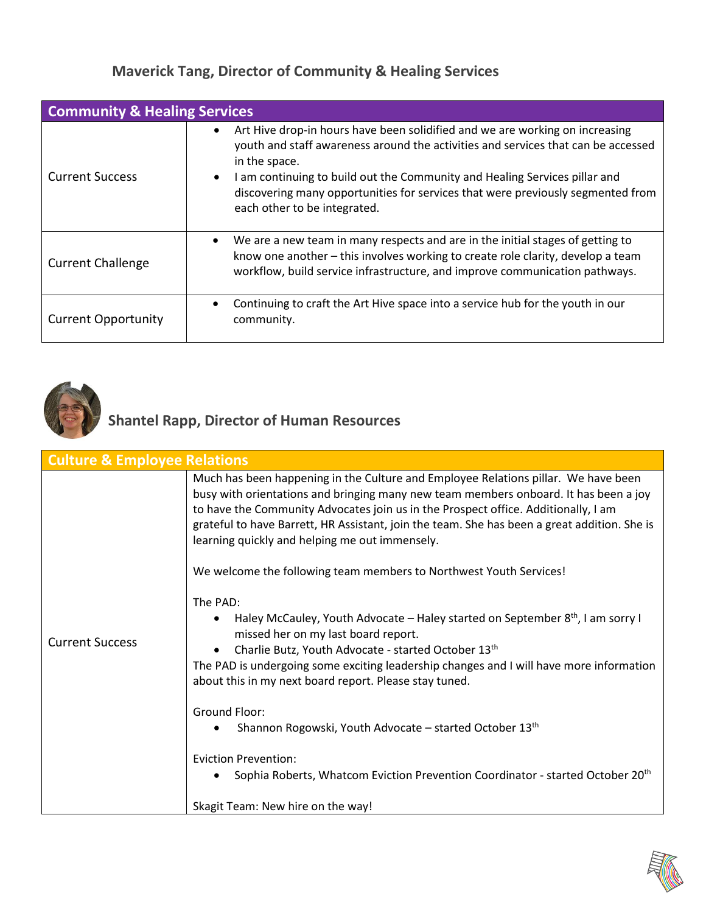## Maverick Tang, Director of Community & Healing Services

| Community & Healing Services | |
|---|---|
| Current Success | • Art Hive drop-in hours have been solidified and we are working on increasing youth and staff awareness around the activities and services that can be accessed in the space.<br>• I am continuing to build out the Community and Healing Services pillar and discovering many opportunities for services that were previously segmented from each other to be integrated. |
| Current Challenge | • We are a new team in many respects and are in the initial stages of getting to know one another – this involves working to create role clarity, develop a team workflow, build service infrastructure, and improve communication pathways. |
| Current Opportunity | • Continuing to craft the Art Hive space into a service hub for the youth in our community. |

## Shantel Rapp, Director of Human Resources

| Culture & Employee Relations | |
|---|---|
| Current Success | Much has been happening in the Culture and Employee Relations pillar. We have been busy with orientations and bringing many new team members onboard. It has been a joy to have the Community Advocates join us in the Prospect office. Additionally, I am grateful to have Barrett, HR Assistant, join the team. She has been a great addition. She is learning quickly and helping me out immensely.<br><br>We welcome the following team members to Northwest Youth Services!<br><br>The PAD:<br>• Haley McCauley, Youth Advocate – Haley started on September 8th, I am sorry I missed her on my last board report.<br>• Charlie Butz, Youth Advocate - started October 13th<br>The PAD is undergoing some exciting leadership changes and I will have more information about this in my next board report. Please stay tuned.<br><br>Ground Floor:<br>• Shannon Rogowski, Youth Advocate – started October 13th<br><br>Eviction Prevention:<br>• Sophia Roberts, Whatcom Eviction Prevention Coordinator - started October 20th<br><br>Skagit Team: New hire on the way! |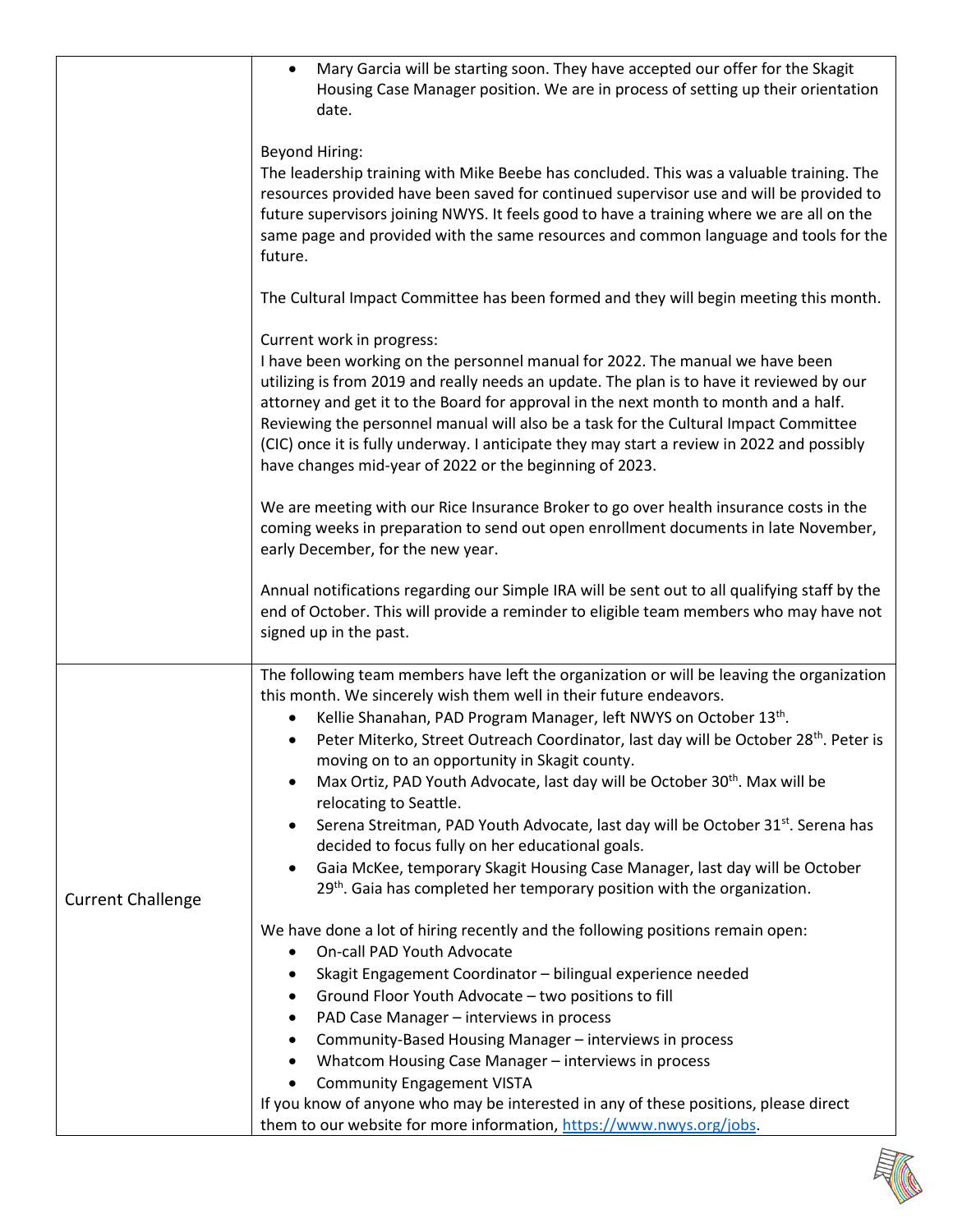| | |
|---|---|
| | • Mary Garcia will be starting soon. They have accepted our offer for the Skagit Housing Case Manager position. We are in process of setting up their orientation date.<br><br>Beyond Hiring:<br>The leadership training with Mike Beebe has concluded. This was a valuable training. The resources provided have been saved for continued supervisor use and will be provided to future supervisors joining NWYS. It feels good to have a training where we are all on the same page and provided with the same resources and common language and tools for the future.<br><br>The Cultural Impact Committee has been formed and they will begin meeting this month.<br><br>Current work in progress:<br>I have been working on the personnel manual for 2022. The manual we have been utilizing is from 2019 and really needs an update. The plan is to have it reviewed by our attorney and get it to the Board for approval in the next month to month and a half. Reviewing the personnel manual will also be a task for the Cultural Impact Committee (CIC) once it is fully underway. I anticipate they may start a review in 2022 and possibly have changes mid-year of 2022 or the beginning of 2023.<br><br>We are meeting with our Rice Insurance Broker to go over health insurance costs in the coming weeks in preparation to send out open enrollment documents in late November, early December, for the new year.<br><br>Annual notifications regarding our Simple IRA will be sent out to all qualifying staff by the end of October. This will provide a reminder to eligible team members who may have not signed up in the past. |
| Current Challenge | The following team members have left the organization or will be leaving the organization this month. We sincerely wish them well in their future endeavors.<br>• Kellie Shanahan, PAD Program Manager, left NWYS on October 13th.<br>• Peter Miterko, Street Outreach Coordinator, last day will be October 28th. Peter is moving on to an opportunity in Skagit county.<br>• Max Ortiz, PAD Youth Advocate, last day will be October 30th. Max will be relocating to Seattle.<br>• Serena Streitman, PAD Youth Advocate, last day will be October 31st. Serena has decided to focus fully on her educational goals.<br>• Gaia McKee, temporary Skagit Housing Case Manager, last day will be October 29th. Gaia has completed her temporary position with the organization.<br><br>We have done a lot of hiring recently and the following positions remain open:<br>• On-call PAD Youth Advocate<br>• Skagit Engagement Coordinator – bilingual experience needed<br>• Ground Floor Youth Advocate – two positions to fill<br>• PAD Case Manager – interviews in process<br>• Community-Based Housing Manager – interviews in process<br>• Whatcom Housing Case Manager – interviews in process<br>• Community Engagement VISTA<br>If you know of anyone who may be interested in any of these positions, please direct them to our website for more information, https://www.nwys.org/jobs. |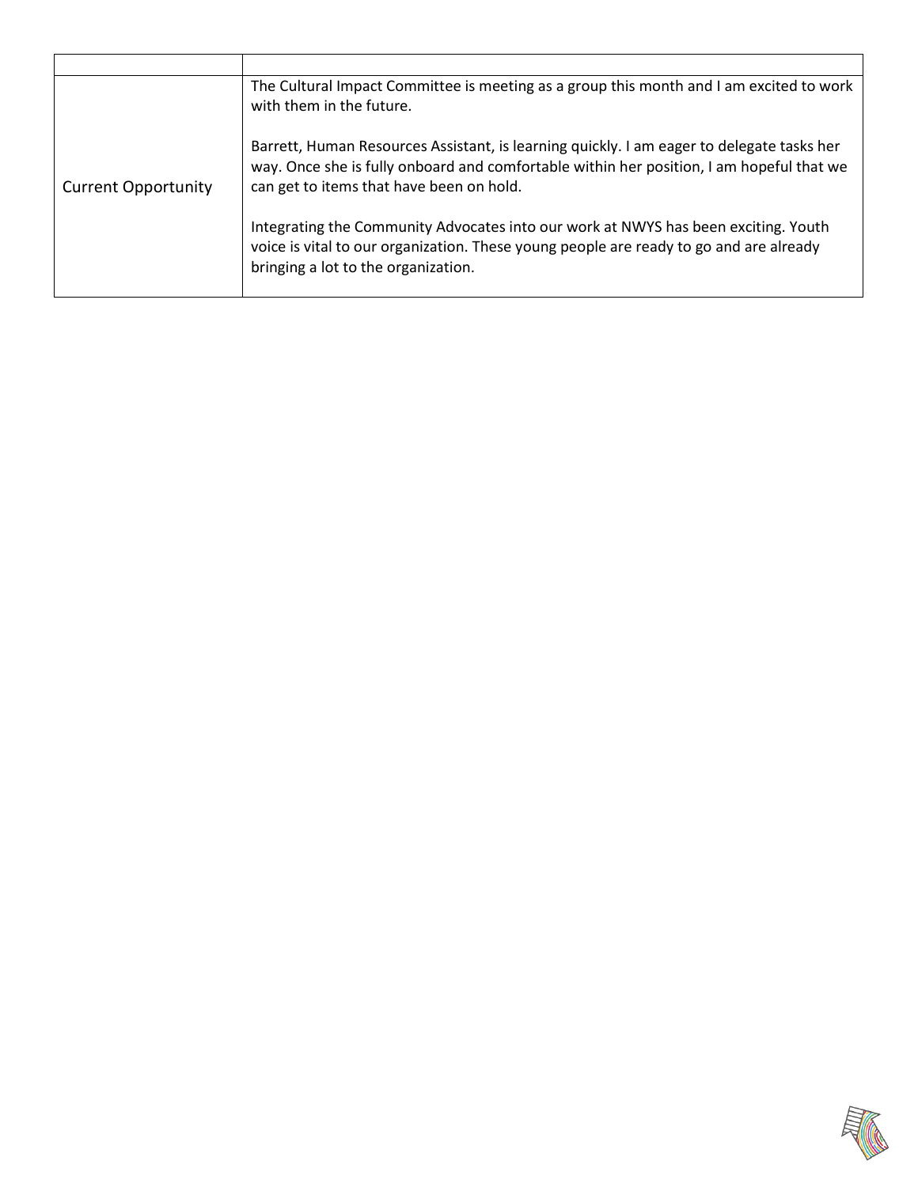| | |
|---|---|
| Current Opportunity | The Cultural Impact Committee is meeting as a group this month and I am excited to work with them in the future.<br><br>Barrett, Human Resources Assistant, is learning quickly. I am eager to delegate tasks her way. Once she is fully onboard and comfortable within her position, I am hopeful that we can get to items that have been on hold.<br><br>Integrating the Community Advocates into our work at NWYS has been exciting. Youth voice is vital to our organization. These young people are ready to go and are already bringing a lot to the organization. |